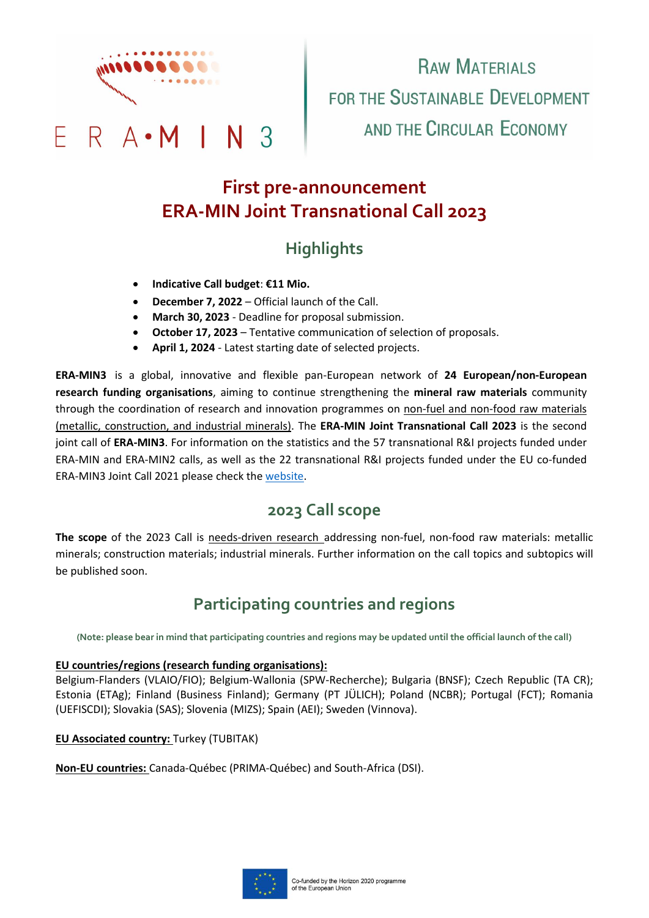ERA-MIN3

RAW MATERIALS FOR THE SUSTAINABLE DEVELOPMENT AND THE CIRCULAR ECONOMY

# First pre-announcement ERA-MIN Joint Transnational Call 2023

## Highlights

- **Indicative Call budget**: **€11 Mio.**
- **December 7, 2022** – Official launch of the Call.
- **March 30, 2023** - Deadline for proposal submission.
- **October 17, 2023** – Tentative communication of selection of proposals.
- **April 1, 2024** - Latest starting date of selected projects.

**ERA-MIN3** is a global, innovative and flexible pan-European network of **24 European/non-European research funding organisations**, aiming to continue strengthening the **mineral raw materials** community through the coordination of research and innovation programmes on non-fuel and non-food raw materials (metallic, construction, and industrial minerals). The **ERA-MIN Joint Transnational Call 2023** is the second joint call of **ERA-MIN3**. For information on the statistics and the 57 transnational R&I projects funded under ERA-MIN and ERA-MIN2 calls, as well as the 22 transnational R&I projects funded under the EU co-funded ERA-MIN3 Joint Call 2021 please check the website.

## 2023 Call scope

**The scope** of the 2023 Call is needs-driven research addressing non-fuel, non-food raw materials: metallic minerals; construction materials; industrial minerals. Further information on the call topics and subtopics will be published soon.

## Participating countries and regions

**(Note: please bear in mind that participating countries and regions may be updated until the official launch of the call)**

**EU countries/regions (research funding organisations):**
Belgium-Flanders (VLAIO/FIO); Belgium-Wallonia (SPW-Recherche); Bulgaria (BNSF); Czech Republic (TA CR); Estonia (ETAg); Finland (Business Finland); Germany (PT JÜLICH); Poland (NCBR); Portugal (FCT); Romania (UEFISCDI); Slovakia (SAS); Slovenia (MIZS); Spain (AEI); Sweden (Vinnova).

**EU Associated country:** Turkey (TUBITAK)

**Non-EU countries:** Canada-Québec (PRIMA-Québec) and South-Africa (DSI).

Co-funded by the Horizon 2020 programme of the European Union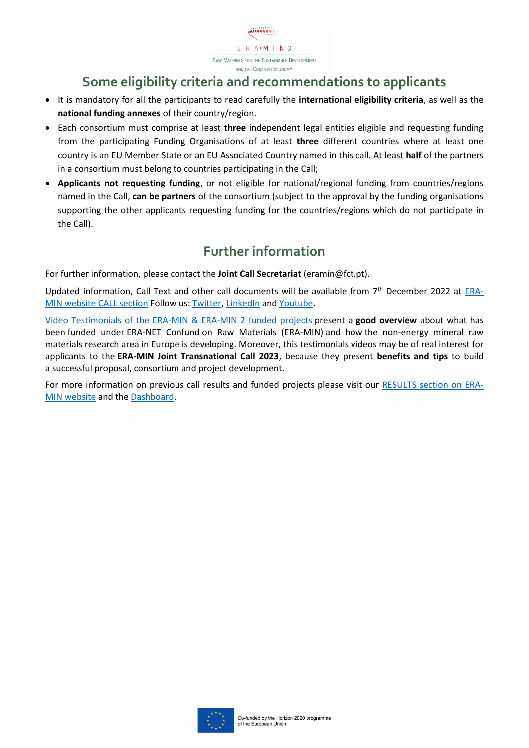## Some eligibility criteria and recommendations to applicants

- It is mandatory for all the participants to read carefully the **international eligibility criteria**, as well as the **national funding annexes** of their country/region.
- Each consortium must comprise at least **three** independent legal entities eligible and requesting funding from the participating Funding Organisations of at least **three** different countries where at least one country is an EU Member State or an EU Associated Country named in this call. At least **half** of the partners in a consortium must belong to countries participating in the Call;
- **Applicants not requesting funding**, or not eligible for national/regional funding from countries/regions named in the Call, **can be partners** of the consortium (subject to the approval by the funding organisations supporting the other applicants requesting funding for the countries/regions which do not participate in the Call).

## Further information

For further information, please contact the **Joint Call Secretariat** (eramin@fct.pt).

Updated information, Call Text and other call documents will be available from 7th December 2022 at ERA-MIN website CALL section Follow us: Twitter, LinkedIn and Youtube.

Video Testimonials of the ERA-MIN & ERA-MIN 2 funded projects present a **good overview** about what has been funded under ERA-NET Confund on Raw Materials (ERA-MIN) and how the non-energy mineral raw materials research area in Europe is developing. Moreover, this testimonials videos may be of real interest for applicants to the **ERA-MIN Joint Transnational Call 2023**, because they present **benefits and tips** to build a successful proposal, consortium and project development.

For more information on previous call results and funded projects please visit our RESULTS section on ERA-MIN website and the Dashboard.

Co-funded by the Horizon 2020 programme of the European Union